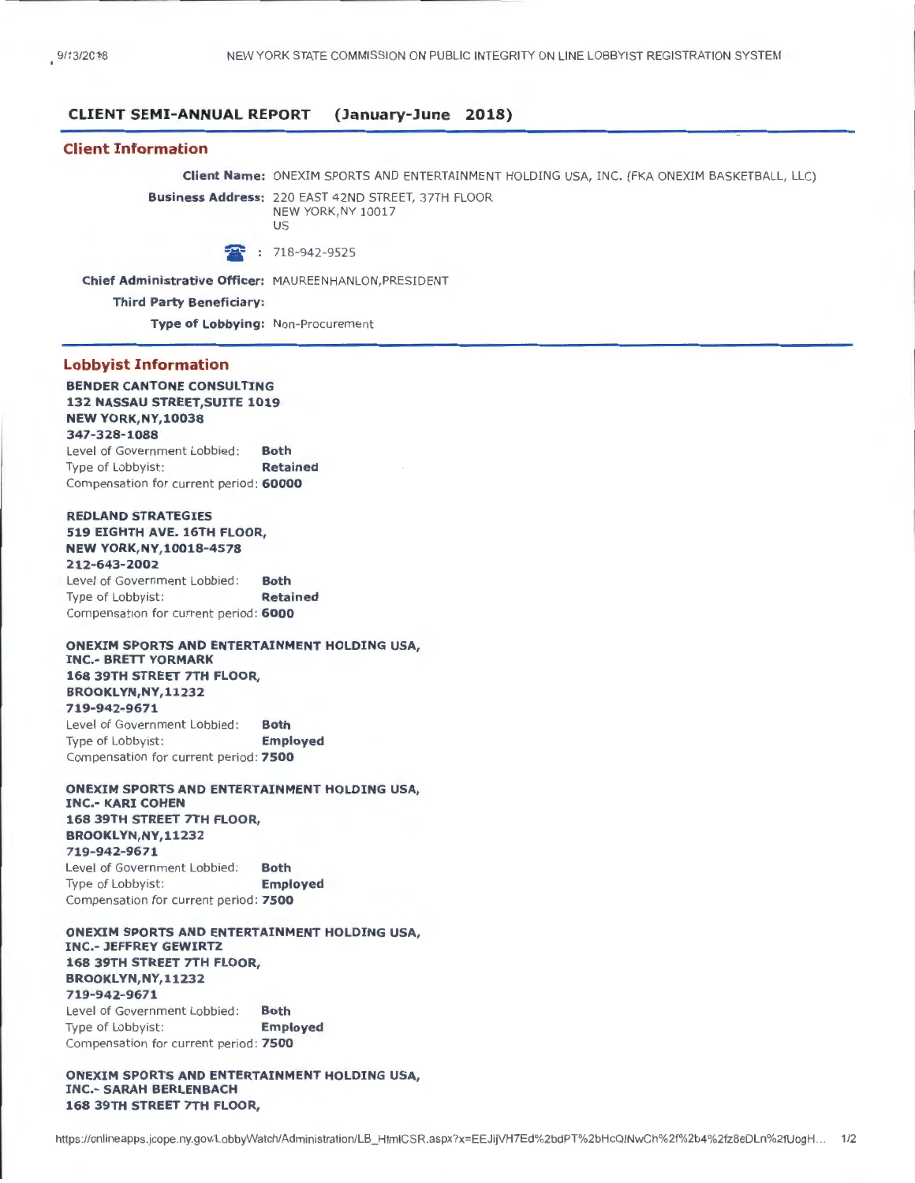## CLIENT SEMI-ANNUAL REPORT (January-June 2018)

### Client Information

**Client Name:** ONEXIM SPORTS AND ENTERTAINMENT HOLDING USA, INC. (FKA ONEXIM BASKETBALL, LLC)

**Business Address:** 220 EAST 42ND STREET, 37TH FLOOR
NEW YORK,NY 10017
US

: 718-942-9525

**Chief Administrative Officer:** MAUREENHANLON,PRESIDENT

**Third Party Beneficiary:**

**Type of Lobbying:** Non-Procurement

### Lobbyist Information

**BENDER CANTONE CONSULTING**
**132 NASSAU STREET,SUITE 1019**
**NEW YORK,NY,10038**
**347-328-1088**
Level of Government Lobbied: **Both**
Type of Lobbyist: **Retained**
Compensation for current period: **60000**

**REDLAND STRATEGIES**
**519 EIGHTH AVE. 16TH FLOOR,**
**NEW YORK,NY,10018-4578**
**212-643-2002**
Level of Government Lobbied: **Both**
Type of Lobbyist: **Retained**
Compensation for current period: **6000**

**ONEXIM SPORTS AND ENTERTAINMENT HOLDING USA, INC.- BRETT YORMARK**
**168 39TH STREET 7TH FLOOR,**
**BROOKLYN,NY,11232**
**719-942-9671**
Level of Government Lobbied: **Both**
Type of Lobbyist: **Employed**
Compensation for current period: **7500**

**ONEXIM SPORTS AND ENTERTAINMENT HOLDING USA, INC.- KARI COHEN**
**168 39TH STREET 7TH FLOOR,**
**BROOKLYN,NY,11232**
**719-942-9671**
Level of Government Lobbied: **Both**
Type of Lobbyist: **Employed**
Compensation for current period: **7500**

**ONEXIM SPORTS AND ENTERTAINMENT HOLDING USA, INC.- JEFFREY GEWIRTZ**
**168 39TH STREET 7TH FLOOR,**
**BROOKLYN,NY,11232**
**719-942-9671**
Level of Government Lobbied: **Both**
Type of Lobbyist: **Employed**
Compensation for current period: **7500**

**ONEXIM SPORTS AND ENTERTAINMENT HOLDING USA, INC.- SARAH BERLENBACH**
**168 39TH STREET 7TH FLOOR,**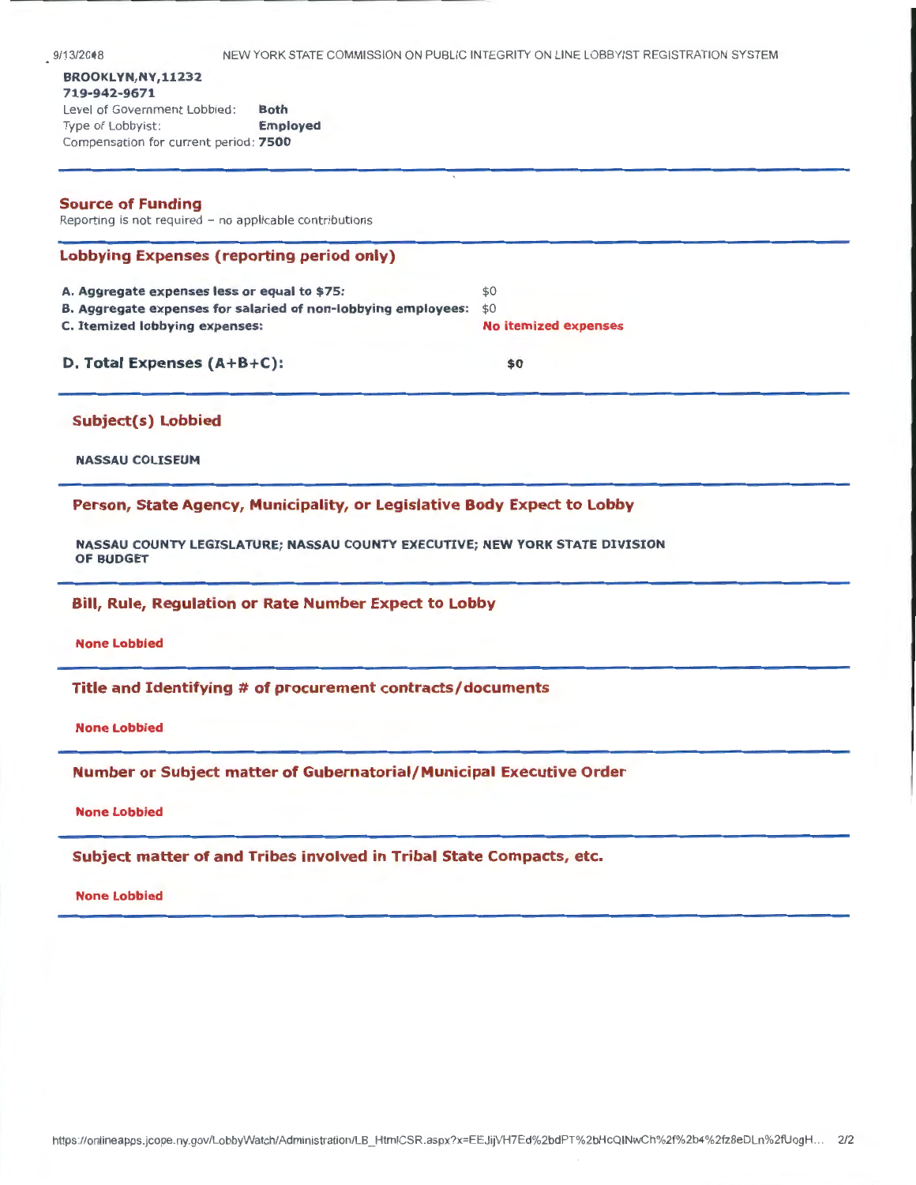BROOKLYN,NY,11232
719-942-9671
Level of Government Lobbied: **Both**
Type of Lobbyist: **Employed**
Compensation for current period: **7500**

## Source of Funding

Reporting is not required – no applicable contributions

## Lobbying Expenses (reporting period only)

| | |
|---|---|
| **A. Aggregate expenses less or equal to $75:** | $0 |
| **B. Aggregate expenses for salaried of non-lobbying employees:** | $0 |
| **C. Itemized lobbying expenses:** | **No itemized expenses** |
| **D. Total Expenses (A+B+C):** | **$0** |

## Subject(s) Lobbied

**NASSAU COLISEUM**

## Person, State Agency, Municipality, or Legislative Body Expect to Lobby

**NASSAU COUNTY LEGISLATURE; NASSAU COUNTY EXECUTIVE; NEW YORK STATE DIVISION OF BUDGET**

## Bill, Rule, Regulation or Rate Number Expect to Lobby

**None Lobbied**

## Title and Identifying # of procurement contracts/documents

**None Lobbied**

## Number or Subject matter of Gubernatorial/Municipal Executive Order

**None Lobbied**

## Subject matter of and Tribes involved in Tribal State Compacts, etc.

**None Lobbied**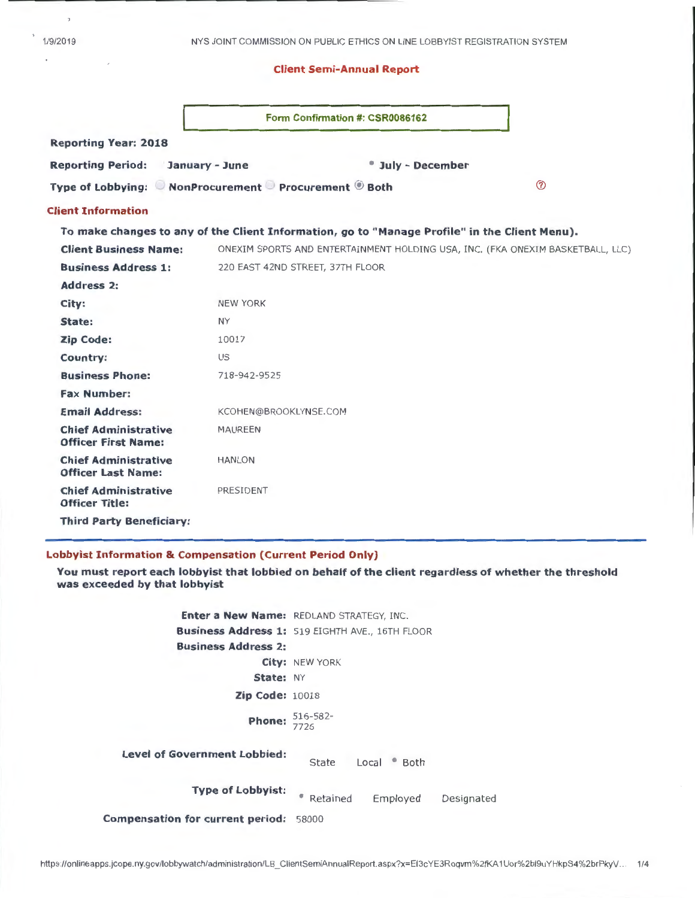# Client Semi-Annual Report

**Form Confirmation #: CSR0086162**

**Reporting Year: 2018**

**Reporting Period:** January - June ◉ July - December

**Type of Lobbying:** ○ NonProcurement ○ Procurement ◉ Both

## Client Information

**To make changes to any of the Client Information, go to "Manage Profile" in the Client Menu).**

| | |
|---|---|
| **Client Business Name:** | ONEXIM SPORTS AND ENTERTAINMENT HOLDING USA, INC. (FKA ONEXIM BASKETBALL, LLC) |
| **Business Address 1:** | 220 EAST 42ND STREET, 37TH FLOOR |
| **Address 2:** | |
| **City:** | NEW YORK |
| **State:** | NY |
| **Zip Code:** | 10017 |
| **Country:** | US |
| **Business Phone:** | 718-942-9525 |
| **Fax Number:** | |
| **Email Address:** | KCOHEN@BROOKLYNSE.COM |
| **Chief Administrative Officer First Name:** | MAUREEN |
| **Chief Administrative Officer Last Name:** | HANLON |
| **Chief Administrative Officer Title:** | PRESIDENT |
| **Third Party Beneficiary:** | |

## Lobbyist Information & Compensation (Current Period Only)

**You must report each lobbyist that lobbied on behalf of the client regardless of whether the threshold was exceeded by that lobbyist**

| | |
|---|---|
| **Enter a New Name:** | REDLAND STRATEGY, INC. |
| **Business Address 1:** | 519 EIGHTH AVE., 16TH FLOOR |
| **Business Address 2:** | |
| **City:** | NEW YORK |
| **State:** | NY |
| **Zip Code:** | 10018 |
| **Phone:** | 516-582-7726 |
| **Level of Government Lobbied:** | State Local ◉ Both |
| **Type of Lobbyist:** | ◉ Retained Employed Designated |
| **Compensation for current period:** | 58000 |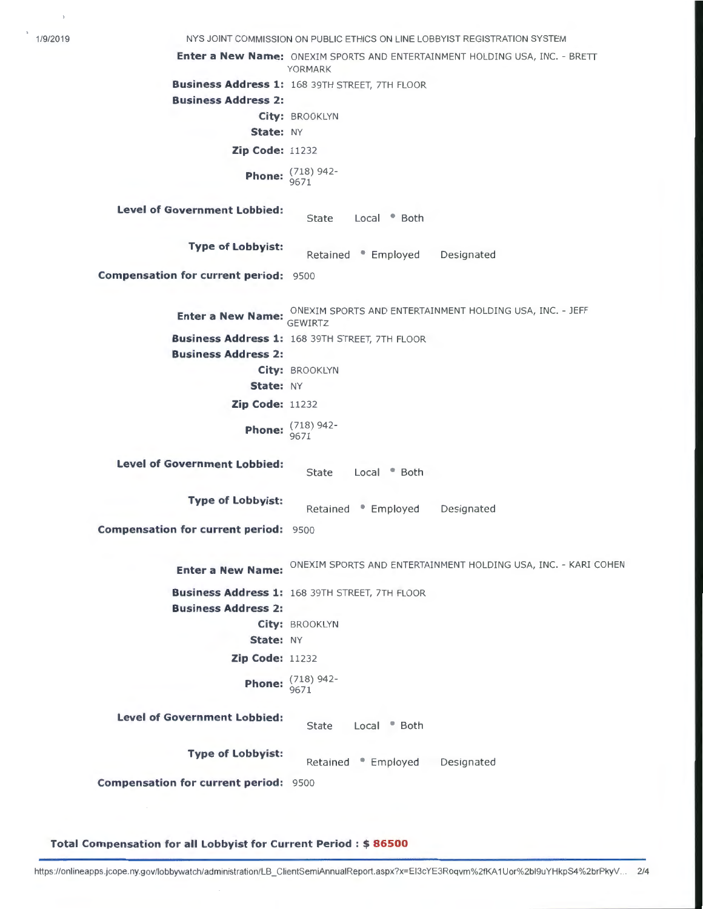**Enter a New Name:** ONEXIM SPORTS AND ENTERTAINMENT HOLDING USA, INC. - BRETT YORMARK

**Business Address 1:** 168 39TH STREET, 7TH FLOOR

**Business Address 2:**

**City:** BROOKLYN

**State:** NY

**Zip Code:** 11232

**Phone:** (718) 942-9671

**Level of Government Lobbied:** State Local • Both

**Type of Lobbyist:** Retained • Employed Designated

**Compensation for current period:** 9500

**Enter a New Name:** ONEXIM SPORTS AND ENTERTAINMENT HOLDING USA, INC. - JEFF GEWIRTZ

**Business Address 1:** 168 39TH STREET, 7TH FLOOR

**Business Address 2:**

**City:** BROOKLYN

**State:** NY

**Zip Code:** 11232

**Phone:** (718) 942-9671

**Level of Government Lobbied:** State Local • Both

**Type of Lobbyist:** Retained • Employed Designated

**Compensation for current period:** 9500

**Enter a New Name:** ONEXIM SPORTS AND ENTERTAINMENT HOLDING USA, INC. - KARI COHEN

**Business Address 1:** 168 39TH STREET, 7TH FLOOR

**Business Address 2:**

**City:** BROOKLYN

**State:** NY

**Zip Code:** 11232

**Phone:** (718) 942-9671

**Level of Government Lobbied:** State Local • Both

**Type of Lobbyist:** Retained • Employed Designated

**Compensation for current period:** 9500

**Total Compensation for all Lobbyist for Current Period : $ 86500**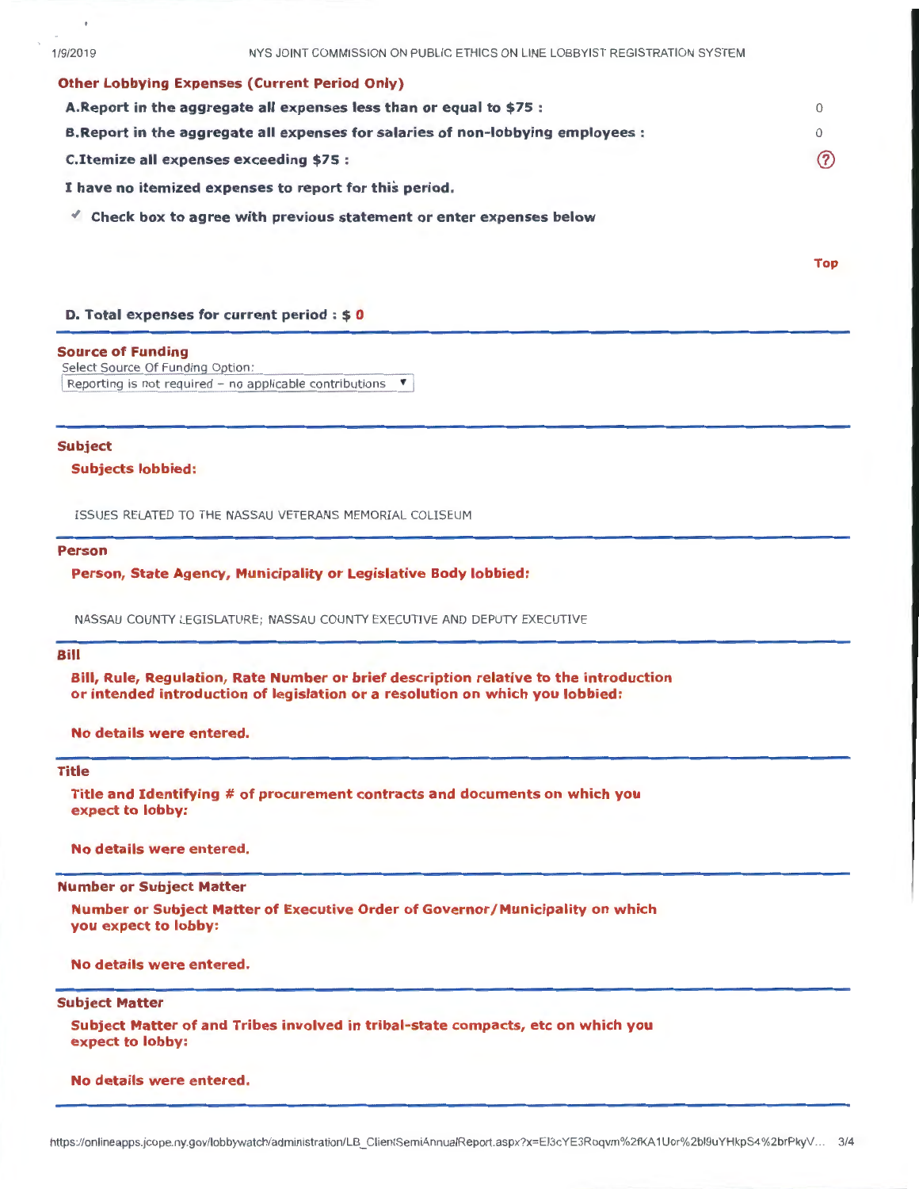**Other Lobbying Expenses (Current Period Only)**

**A.Report in the aggregate all expenses less than or equal to $75 :** 0

**B.Report in the aggregate all expenses for salaries of non-lobbying employees :** 0

**C.Itemize all expenses exceeding $75 :** ?

**I have no itemized expenses to report for this period.**

✓ **Check box to agree with previous statement or enter expenses below**

Top

**D. Total expenses for current period : $ 0**

## Source of Funding

Select Source Of Funding Option:

Reporting is not required - no applicable contributions ▼

## Subject

**Subjects lobbied:**

ISSUES RELATED TO THE NASSAU VETERANS MEMORIAL COLISEUM

## Person

**Person, State Agency, Municipality or Legislative Body lobbied:**

NASSAU COUNTY LEGISLATURE; NASSAU COUNTY EXECUTIVE AND DEPUTY EXECUTIVE

## Bill

**Bill, Rule, Regulation, Rate Number or brief description relative to the introduction or intended introduction of legislation or a resolution on which you lobbied:**

**No details were entered.**

## Title

**Title and Identifying # of procurement contracts and documents on which you expect to lobby:**

**No details were entered.**

## Number or Subject Matter

**Number or Subject Matter of Executive Order of Governor/Municipality on which you expect to lobby:**

**No details were entered.**

## Subject Matter

**Subject Matter of and Tribes involved in tribal-state compacts, etc on which you expect to lobby:**

**No details were entered.**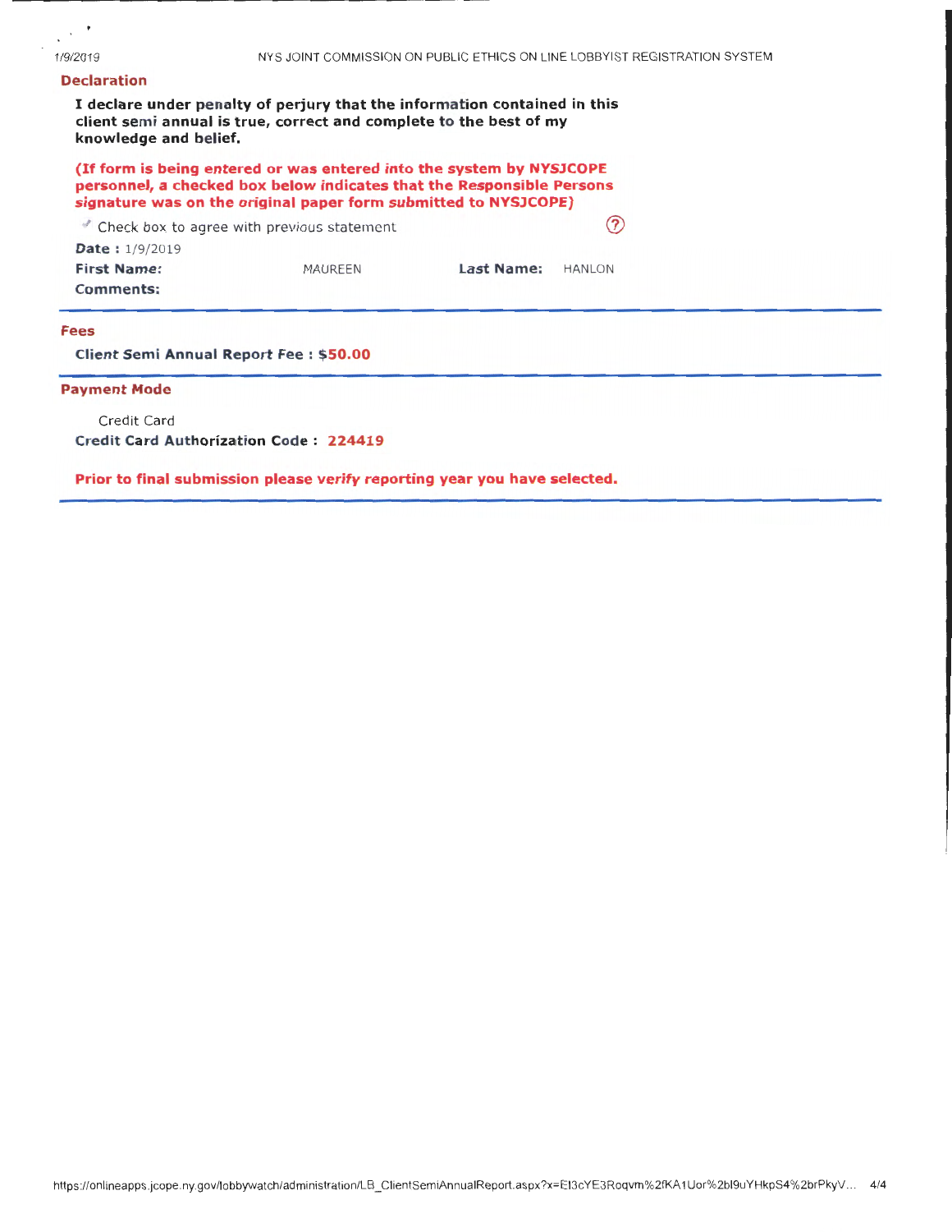## Declaration

**I declare under penalty of perjury that the information contained in this client semi annual is true, correct and complete to the best of my knowledge and belief.**

**(If form is being entered or was entered into the system by NYSJCOPE personnel, a checked box below indicates that the Responsible Persons signature was on the original paper form submitted to NYSJCOPE)**

✓ Check box to agree with previous statement

**Date :** 1/9/2019

**First Name:** MAUREEN **Last Name:** HANLON

**Comments:**

## Fees

**Client Semi Annual Report Fee : $50.00**

## Payment Mode

Credit Card

**Credit Card Authorization Code : 224419**

**Prior to final submission please verify reporting year you have selected.**